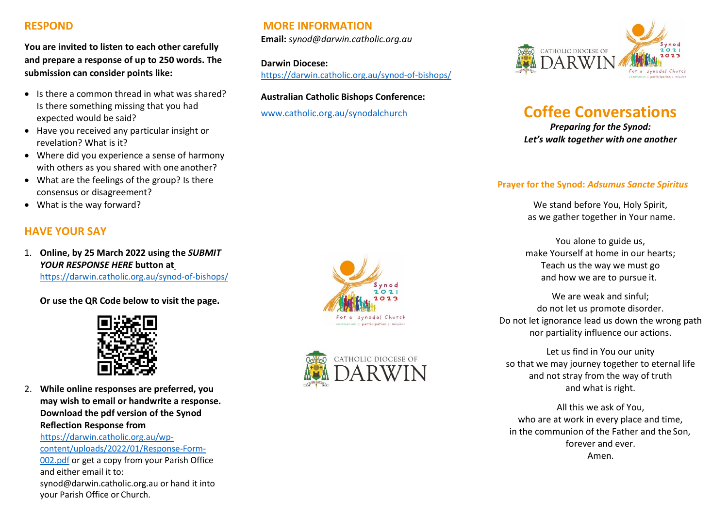## RESPOND

**You are invited to listen to each other carefully and prepare a response of up to 250 words. The submission can consider points like:**

- Is there a common thread in what was shared? Is there something missing that you had expected would be said?
- Have you received any particular insight or revelation? What is it?
- Where did you experience a sense of harmony with others as you shared with one another?
- What are the feelings of the group? Is there consensus or disagreement?
- What is the way forward?

## HAVE YOUR SAY

1. **Online, by 25 March 2022 using the *SUBMIT YOUR RESPONSE HERE* button at** https://darwin.catholic.org.au/synod-of-bishops/

   **Or use the QR Code below to visit the page.**

2. **While online responses are preferred, you may wish to email or handwrite a response. Download the pdf version of the Synod Reflection Response from** https://darwin.catholic.org.au/wp-content/uploads/2022/01/Response-Form-002.pdf or get a copy from your Parish Office and either email it to: synod@darwin.catholic.org.au or hand it into your Parish Office or Church.

## MORE INFORMATION

**Email:** *synod@darwin.catholic.org.au*

**Darwin Diocese:**
https://darwin.catholic.org.au/synod-of-bishops/

**Australian Catholic Bishops Conference:**
www.catholic.org.au/synodalchurch

CATHOLIC DIOCESE OF DARWIN

Synod 2021 2023 For a synodal Church communion | participation | mission

# Coffee Conversations

***Preparing for the Synod: Let's walk together with one another***

### Prayer for the Synod: *Adsumus Sancte Spiritus*

We stand before You, Holy Spirit,
as we gather together in Your name.

You alone to guide us,
make Yourself at home in our hearts;
Teach us the way we must go
and how we are to pursue it.

We are weak and sinful;
do not let us promote disorder.
Do not let ignorance lead us down the wrong path
nor partiality influence our actions.

Let us find in You our unity
so that we may journey together to eternal life
and not stray from the way of truth
and what is right.

All this we ask of You,
who are at work in every place and time,
in the communion of the Father and the Son,
forever and ever.
Amen.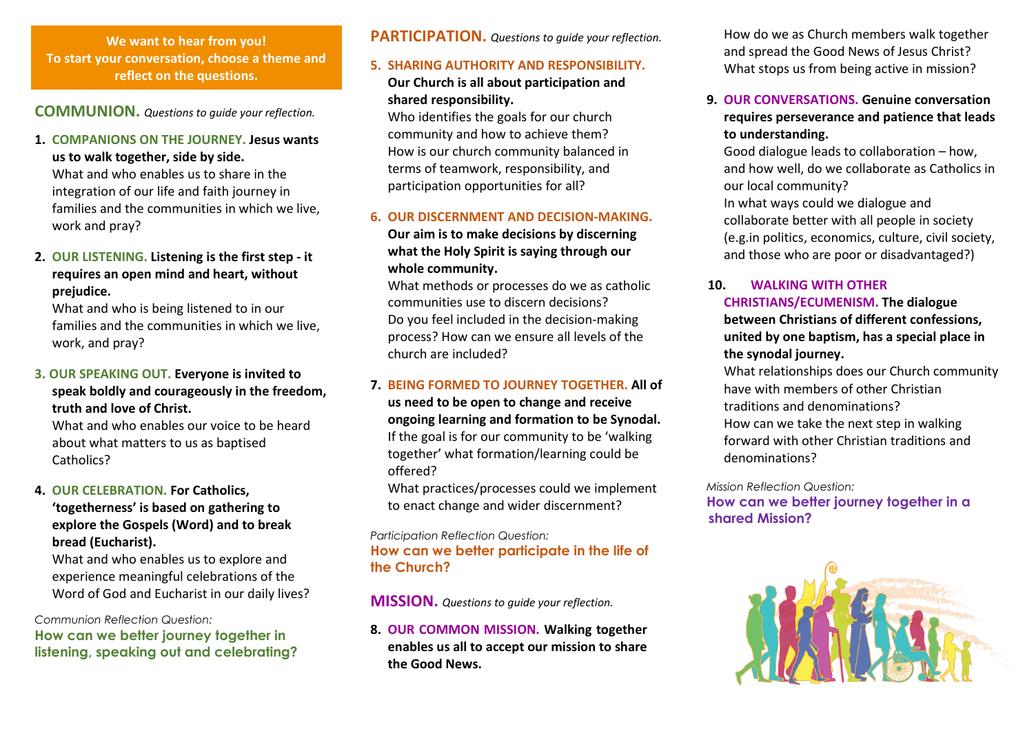**We want to hear from you!**
**To start your conversation, choose a theme and reflect on the questions.**

## COMMUNION. *Questions to guide your reflection.*

1. **COMPANIONS ON THE JOURNEY. Jesus wants us to walk together, side by side.**
   What and who enables us to share in the integration of our life and faith journey in families and the communities in which we live, work and pray?

2. **OUR LISTENING. Listening is the first step - it requires an open mind and heart, without prejudice.**
   What and who is being listened to in our families and the communities in which we live, work, and pray?

3. **OUR SPEAKING OUT. Everyone is invited to speak boldly and courageously in the freedom, truth and love of Christ.**
   What and who enables our voice to be heard about what matters to us as baptised Catholics?

4. **OUR CELEBRATION. For Catholics, 'togetherness' is based on gathering to explore the Gospels (Word) and to break bread (Eucharist).**
   What and who enables us to explore and experience meaningful celebrations of the Word of God and Eucharist in our daily lives?

*Communion Reflection Question:*
**How can we better journey together in listening, speaking out and celebrating?**

## PARTICIPATION. *Questions to guide your reflection.*

5. **SHARING AUTHORITY AND RESPONSIBILITY. Our Church is all about participation and shared responsibility.**
   Who identifies the goals for our church community and how to achieve them?
   How is our church community balanced in terms of teamwork, responsibility, and participation opportunities for all?

6. **OUR DISCERNMENT AND DECISION-MAKING. Our aim is to make decisions by discerning what the Holy Spirit is saying through our whole community.**
   What methods or processes do we as catholic communities use to discern decisions?
   Do you feel included in the decision-making process? How can we ensure all levels of the church are included?

7. **BEING FORMED TO JOURNEY TOGETHER. All of us need to be open to change and receive ongoing learning and formation to be Synodal.**
   If the goal is for our community to be 'walking together' what formation/learning could be offered?
   What practices/processes could we implement to enact change and wider discernment?

*Participation Reflection Question:*
**How can we better participate in the life of the Church?**

## MISSION. *Questions to guide your reflection.*

8. **OUR COMMON MISSION. Walking together enables us all to accept our mission to share the Good News.**
   How do we as Church members walk together and spread the Good News of Jesus Christ?
   What stops us from being active in mission?

9. **OUR CONVERSATIONS. Genuine conversation requires perseverance and patience that leads to understanding.**
   Good dialogue leads to collaboration – how, and how well, do we collaborate as Catholics in our local community?
   In what ways could we dialogue and collaborate better with all people in society (e.g.in politics, economics, culture, civil society, and those who are poor or disadvantaged?)

10. **WALKING WITH OTHER CHRISTIANS/ECUMENISM. The dialogue between Christians of different confessions, united by one baptism, has a special place in the synodal journey.**
    What relationships does our Church community have with members of other Christian traditions and denominations?
    How can we take the next step in walking forward with other Christian traditions and denominations?

*Mission Reflection Question:*
**How can we better journey together in a shared Mission?**